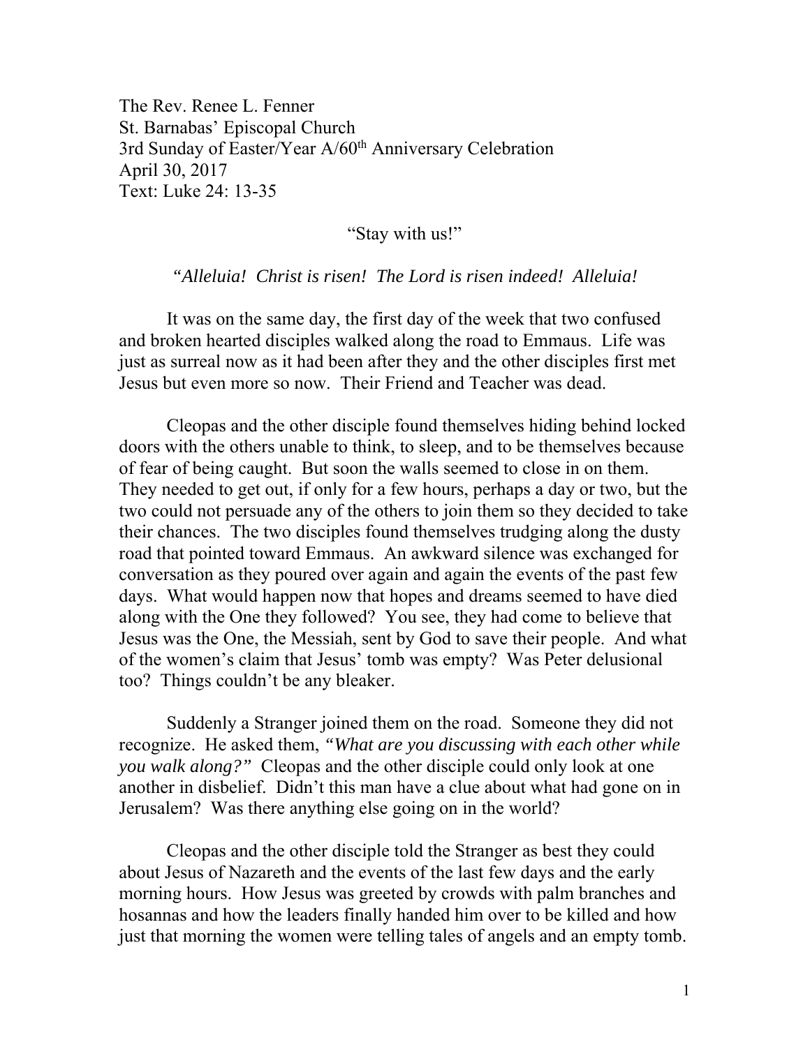The Rev. Renee L. Fenner
St. Barnabas' Episcopal Church
3rd Sunday of Easter/Year A/60th Anniversary Celebration
April 30, 2017
Text: Luke 24: 13-35

"Stay with us!"

*"Alleluia! Christ is risen! The Lord is risen indeed! Alleluia!*

It was on the same day, the first day of the week that two confused and broken hearted disciples walked along the road to Emmaus. Life was just as surreal now as it had been after they and the other disciples first met Jesus but even more so now. Their Friend and Teacher was dead.

Cleopas and the other disciple found themselves hiding behind locked doors with the others unable to think, to sleep, and to be themselves because of fear of being caught. But soon the walls seemed to close in on them. They needed to get out, if only for a few hours, perhaps a day or two, but the two could not persuade any of the others to join them so they decided to take their chances. The two disciples found themselves trudging along the dusty road that pointed toward Emmaus. An awkward silence was exchanged for conversation as they poured over again and again the events of the past few days. What would happen now that hopes and dreams seemed to have died along with the One they followed? You see, they had come to believe that Jesus was the One, the Messiah, sent by God to save their people. And what of the women's claim that Jesus' tomb was empty? Was Peter delusional too? Things couldn't be any bleaker.

Suddenly a Stranger joined them on the road. Someone they did not recognize. He asked them, *"What are you discussing with each other while you walk along?"* Cleopas and the other disciple could only look at one another in disbelief. Didn't this man have a clue about what had gone on in Jerusalem? Was there anything else going on in the world?

Cleopas and the other disciple told the Stranger as best they could about Jesus of Nazareth and the events of the last few days and the early morning hours. How Jesus was greeted by crowds with palm branches and hosannas and how the leaders finally handed him over to be killed and how just that morning the women were telling tales of angels and an empty tomb.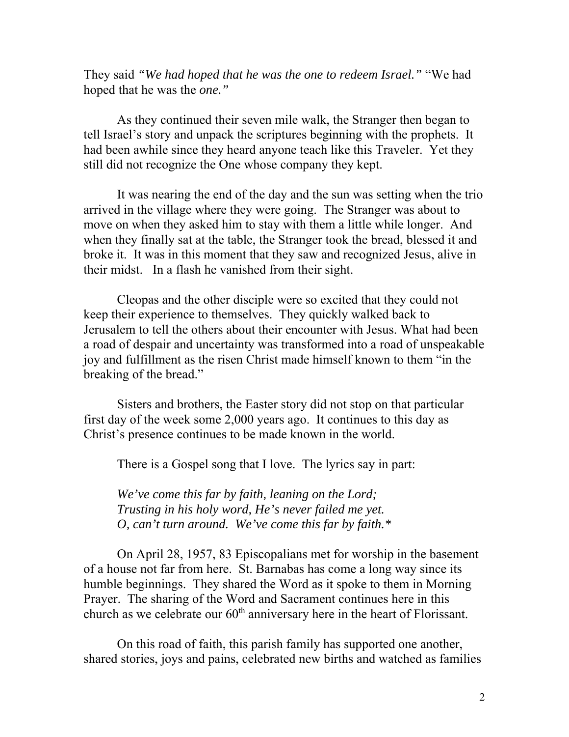They said *"We had hoped that he was the one to redeem Israel."* "We had hoped that he was the *one."*

As they continued their seven mile walk, the Stranger then began to tell Israel's story and unpack the scriptures beginning with the prophets. It had been awhile since they heard anyone teach like this Traveler. Yet they still did not recognize the One whose company they kept.

It was nearing the end of the day and the sun was setting when the trio arrived in the village where they were going. The Stranger was about to move on when they asked him to stay with them a little while longer. And when they finally sat at the table, the Stranger took the bread, blessed it and broke it. It was in this moment that they saw and recognized Jesus, alive in their midst. In a flash he vanished from their sight.

Cleopas and the other disciple were so excited that they could not keep their experience to themselves. They quickly walked back to Jerusalem to tell the others about their encounter with Jesus. What had been a road of despair and uncertainty was transformed into a road of unspeakable joy and fulfillment as the risen Christ made himself known to them "in the breaking of the bread."

Sisters and brothers, the Easter story did not stop on that particular first day of the week some 2,000 years ago. It continues to this day as Christ's presence continues to be made known in the world.

There is a Gospel song that I love. The lyrics say in part:

*We've come this far by faith, leaning on the Lord;*
*Trusting in his holy word, He's never failed me yet.*
*O, can't turn around. We've come this far by faith.**

On April 28, 1957, 83 Episcopalians met for worship in the basement of a house not far from here. St. Barnabas has come a long way since its humble beginnings. They shared the Word as it spoke to them in Morning Prayer. The sharing of the Word and Sacrament continues here in this church as we celebrate our 60th anniversary here in the heart of Florissant.

On this road of faith, this parish family has supported one another, shared stories, joys and pains, celebrated new births and watched as families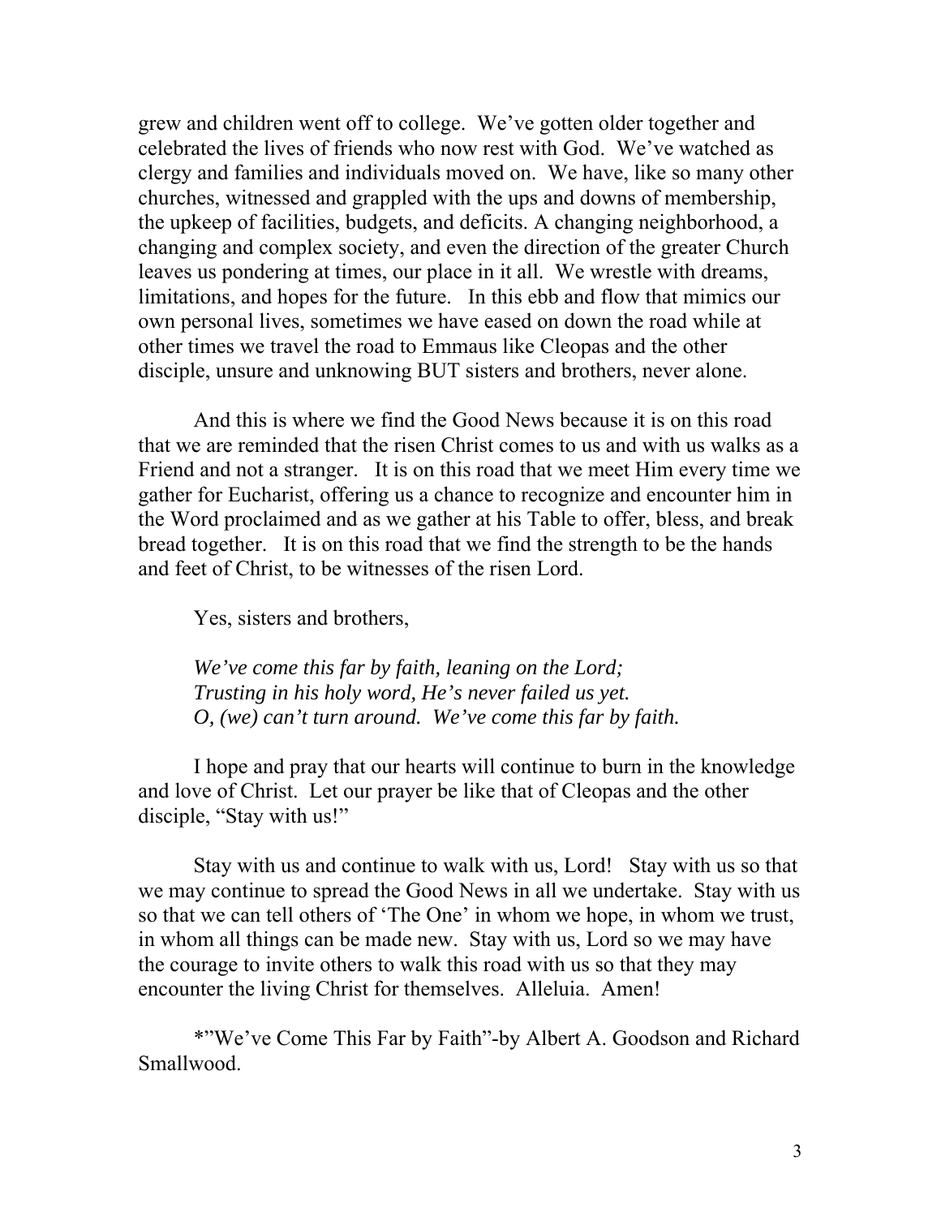grew and children went off to college. We've gotten older together and celebrated the lives of friends who now rest with God. We've watched as clergy and families and individuals moved on. We have, like so many other churches, witnessed and grappled with the ups and downs of membership, the upkeep of facilities, budgets, and deficits. A changing neighborhood, a changing and complex society, and even the direction of the greater Church leaves us pondering at times, our place in it all. We wrestle with dreams, limitations, and hopes for the future. In this ebb and flow that mimics our own personal lives, sometimes we have eased on down the road while at other times we travel the road to Emmaus like Cleopas and the other disciple, unsure and unknowing BUT sisters and brothers, never alone.

And this is where we find the Good News because it is on this road that we are reminded that the risen Christ comes to us and with us walks as a Friend and not a stranger. It is on this road that we meet Him every time we gather for Eucharist, offering us a chance to recognize and encounter him in the Word proclaimed and as we gather at his Table to offer, bless, and break bread together. It is on this road that we find the strength to be the hands and feet of Christ, to be witnesses of the risen Lord.

Yes, sisters and brothers,

*We've come this far by faith, leaning on the Lord;*
*Trusting in his holy word, He's never failed us yet.*
*O, (we) can't turn around. We've come this far by faith.*

I hope and pray that our hearts will continue to burn in the knowledge and love of Christ. Let our prayer be like that of Cleopas and the other disciple, "Stay with us!"

Stay with us and continue to walk with us, Lord! Stay with us so that we may continue to spread the Good News in all we undertake. Stay with us so that we can tell others of 'The One' in whom we hope, in whom we trust, in whom all things can be made new. Stay with us, Lord so we may have the courage to invite others to walk this road with us so that they may encounter the living Christ for themselves. Alleluia. Amen!

*"We've Come This Far by Faith"-by Albert A. Goodson and Richard Smallwood.